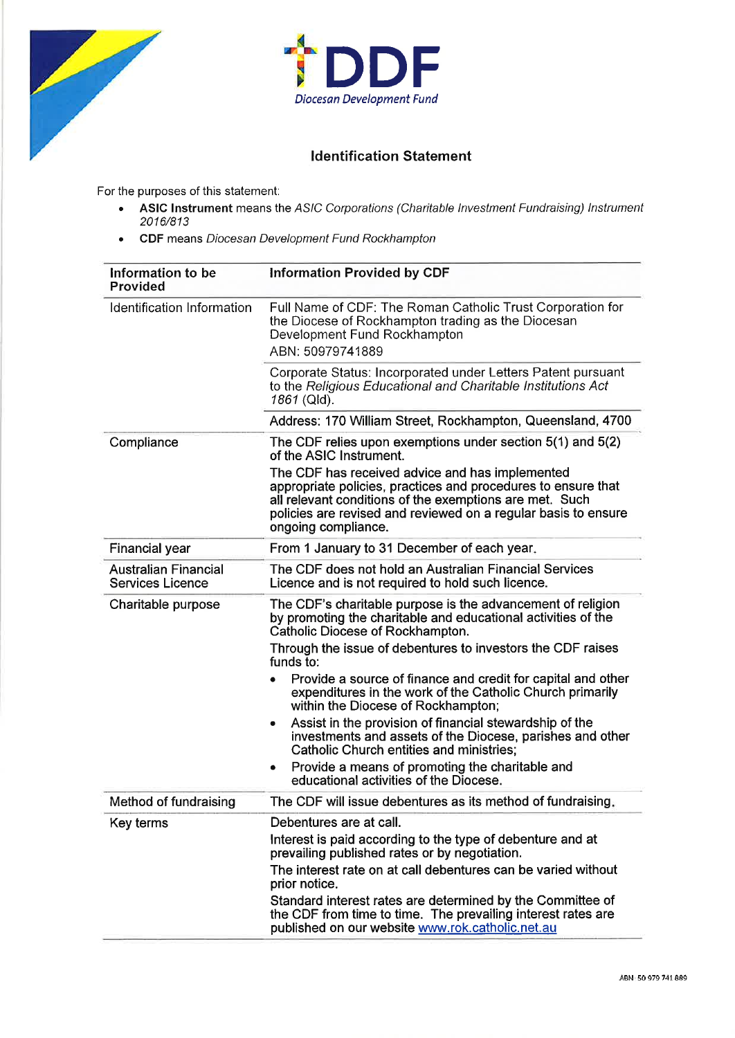DDF

*Diocesan Development Fund*

## Identification Statement

For the purposes of this statement:

- **ASIC Instrument** means the *ASIC Corporations (Charitable Investment Fundraising) Instrument 2016/813*
- **CDF** means *Diocesan Development Fund Rockhampton*

| Information to be Provided | Information Provided by CDF |
|---|---|
| Identification Information | Full Name of CDF: The Roman Catholic Trust Corporation for the Diocese of Rockhampton trading as the Diocesan Development Fund Rockhampton<br>ABN: 50979741889 |
| | Corporate Status: Incorporated under Letters Patent pursuant to the *Religious Educational and Charitable Institutions Act 1861* (Qld). |
| | Address: 170 William Street, Rockhampton, Queensland, 4700 |
| Compliance | The CDF relies upon exemptions under section 5(1) and 5(2) of the ASIC Instrument.<br>The CDF has received advice and has implemented appropriate policies, practices and procedures to ensure that all relevant conditions of the exemptions are met. Such policies are revised and reviewed on a regular basis to ensure ongoing compliance. |
| Financial year | From 1 January to 31 December of each year. |
| Australian Financial Services Licence | The CDF does not hold an Australian Financial Services Licence and is not required to hold such licence. |
| Charitable purpose | The CDF's charitable purpose is the advancement of religion by promoting the charitable and educational activities of the Catholic Diocese of Rockhampton.<br>Through the issue of debentures to investors the CDF raises funds to:<br>• Provide a source of finance and credit for capital and other expenditures in the work of the Catholic Church primarily within the Diocese of Rockhampton;<br>• Assist in the provision of financial stewardship of the investments and assets of the Diocese, parishes and other Catholic Church entities and ministries;<br>• Provide a means of promoting the charitable and educational activities of the Diocese. |
| Method of fundraising | The CDF will issue debentures as its method of fundraising. |
| Key terms | Debentures are at call.<br>Interest is paid according to the type of debenture and at prevailing published rates or by negotiation.<br>The interest rate on at call debentures can be varied without prior notice.<br>Standard interest rates are determined by the Committee of the CDF from time to time. The prevailing interest rates are published on our website www.rok.catholic.net.au |

ABN 50 979 741 889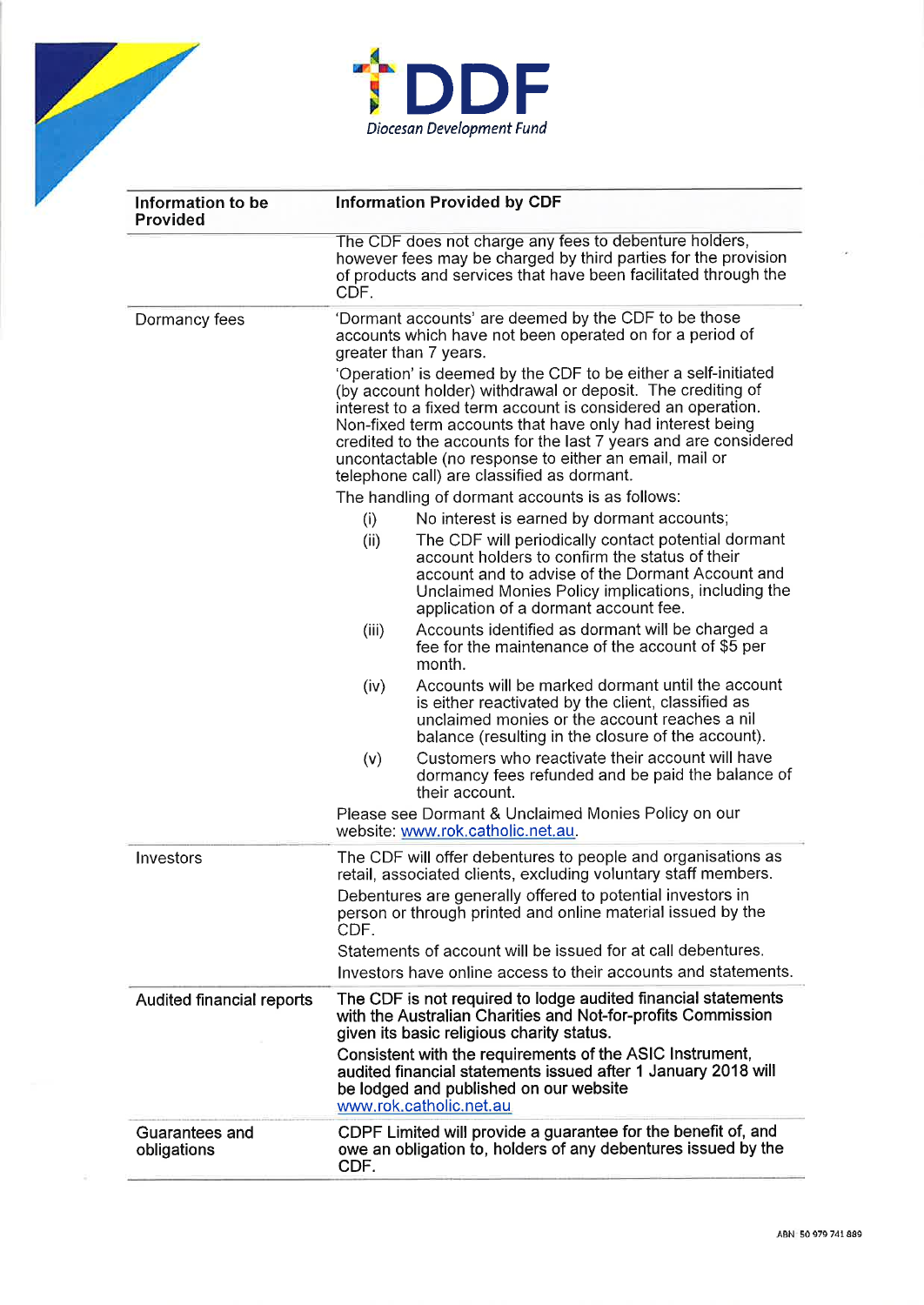**DDF**
*Diocesan Development Fund*

| Information to be Provided | Information Provided by CDF |
|---|---|
| | The CDF does not charge any fees to debenture holders, however fees may be charged by third parties for the provision of products and services that have been facilitated through the CDF. |
| Dormancy fees | 'Dormant accounts' are deemed by the CDF to be those accounts which have not been operated on for a period of greater than 7 years.<br>'Operation' is deemed by the CDF to be either a self-initiated (by account holder) withdrawal or deposit. The crediting of interest to a fixed term account is considered an operation. Non-fixed term accounts that have only had interest being credited to the accounts for the last 7 years and are considered uncontactable (no response to either an email, mail or telephone call) are classified as dormant.<br>The handling of dormant accounts is as follows:<br>(i) No interest is earned by dormant accounts;<br>(ii) The CDF will periodically contact potential dormant account holders to confirm the status of their account and to advise of the Dormant Account and Unclaimed Monies Policy implications, including the application of a dormant account fee.<br>(iii) Accounts identified as dormant will be charged a fee for the maintenance of the account of $5 per month.<br>(iv) Accounts will be marked dormant until the account is either reactivated by the client, classified as unclaimed monies or the account reaches a nil balance (resulting in the closure of the account).<br>(v) Customers who reactivate their account will have dormancy fees refunded and be paid the balance of their account.<br>Please see Dormant & Unclaimed Monies Policy on our website: www.rok.catholic.net.au. |
| Investors | The CDF will offer debentures to people and organisations as retail, associated clients, excluding voluntary staff members.<br>Debentures are generally offered to potential investors in person or through printed and online material issued by the CDF.<br>Statements of account will be issued for at call debentures.<br>Investors have online access to their accounts and statements. |
| Audited financial reports | The CDF is not required to lodge audited financial statements with the Australian Charities and Not-for-profits Commission given its basic religious charity status.<br>Consistent with the requirements of the ASIC Instrument, audited financial statements issued after 1 January 2018 will be lodged and published on our website www.rok.catholic.net.au |
| Guarantees and obligations | CDPF Limited will provide a guarantee for the benefit of, and owe an obligation to, holders of any debentures issued by the CDF. |

ABN 50 979 741 889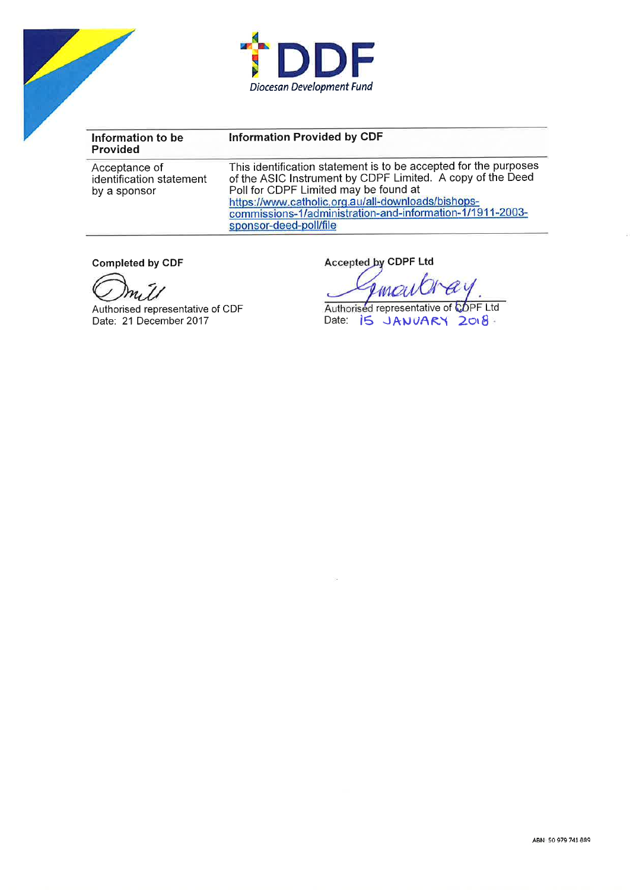DDF

*Diocesan Development Fund*

| Information to be Provided | Information Provided by CDF |
| --- | --- |
| Acceptance of identification statement by a sponsor | This identification statement is to be accepted for the purposes of the ASIC Instrument by CDPF Limited. A copy of the Deed Poll for CDPF Limited may be found at https://www.catholic.org.au/all-downloads/bishops-commissions-1/administration-and-information-1/1911-2003-sponsor-deed-poll/file |

**Completed by CDF**

Authorised representative of CDF
Date: 21 December 2017

**Accepted by CDPF Ltd**

Authorised representative of CDPF Ltd
Date: 15 JANUARY 2018.

ABN 50 979 741 889